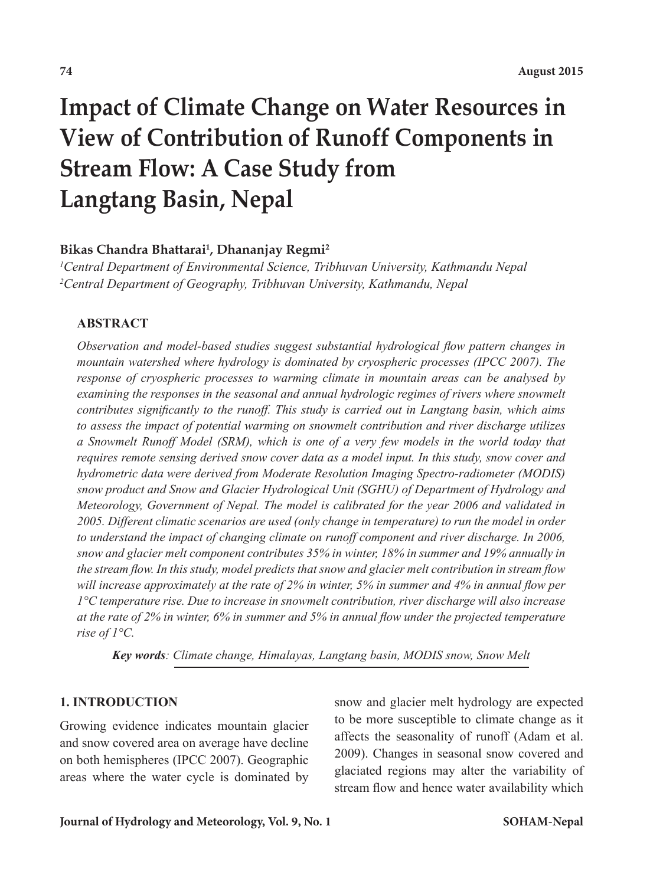# Impact of Climate Change on Water Resources in View of Contribution of Runoff Components in Stream Flow: A Case Study from Langtang Basin, Nepal

**Bikas Chandra Bhattarai[1], Dhananjay Regmi[2]**

[1]*Central Department of Environmental Science, Tribhuvan University, Kathmandu Nepal*
[2]*Central Department of Geography, Tribhuvan University, Kathmandu, Nepal*

## ABSTRACT

*Observation and model-based studies suggest substantial hydrological flow pattern changes in mountain watershed where hydrology is dominated by cryospheric processes (IPCC 2007). The response of cryospheric processes to warming climate in mountain areas can be analysed by examining the responses in the seasonal and annual hydrologic regimes of rivers where snowmelt contributes significantly to the runoff. This study is carried out in Langtang basin, which aims to assess the impact of potential warming on snowmelt contribution and river discharge utilizes a Snowmelt Runoff Model (SRM), which is one of a very few models in the world today that requires remote sensing derived snow cover data as a model input. In this study, snow cover and hydrometric data were derived from Moderate Resolution Imaging Spectro-radiometer (MODIS) snow product and Snow and Glacier Hydrological Unit (SGHU) of Department of Hydrology and Meteorology, Government of Nepal. The model is calibrated for the year 2006 and validated in 2005. Different climatic scenarios are used (only change in temperature) to run the model in order to understand the impact of changing climate on runoff component and river discharge. In 2006, snow and glacier melt component contributes 35% in winter, 18% in summer and 19% annually in the stream flow. In this study, model predicts that snow and glacier melt contribution in stream flow will increase approximately at the rate of 2% in winter, 5% in summer and 4% in annual flow per 1°C temperature rise. Due to increase in snowmelt contribution, river discharge will also increase at the rate of 2% in winter, 6% in summer and 5% in annual flow under the projected temperature rise of 1°C.*

***Key words**: Climate change, Himalayas, Langtang basin, MODIS snow, Snow Melt*

## 1. INTRODUCTION

Growing evidence indicates mountain glacier and snow covered area on average have decline on both hemispheres (IPCC 2007). Geographic areas where the water cycle is dominated by snow and glacier melt hydrology are expected to be more susceptible to climate change as it affects the seasonality of runoff (Adam et al. 2009). Changes in seasonal snow covered and glaciated regions may alter the variability of stream flow and hence water availability which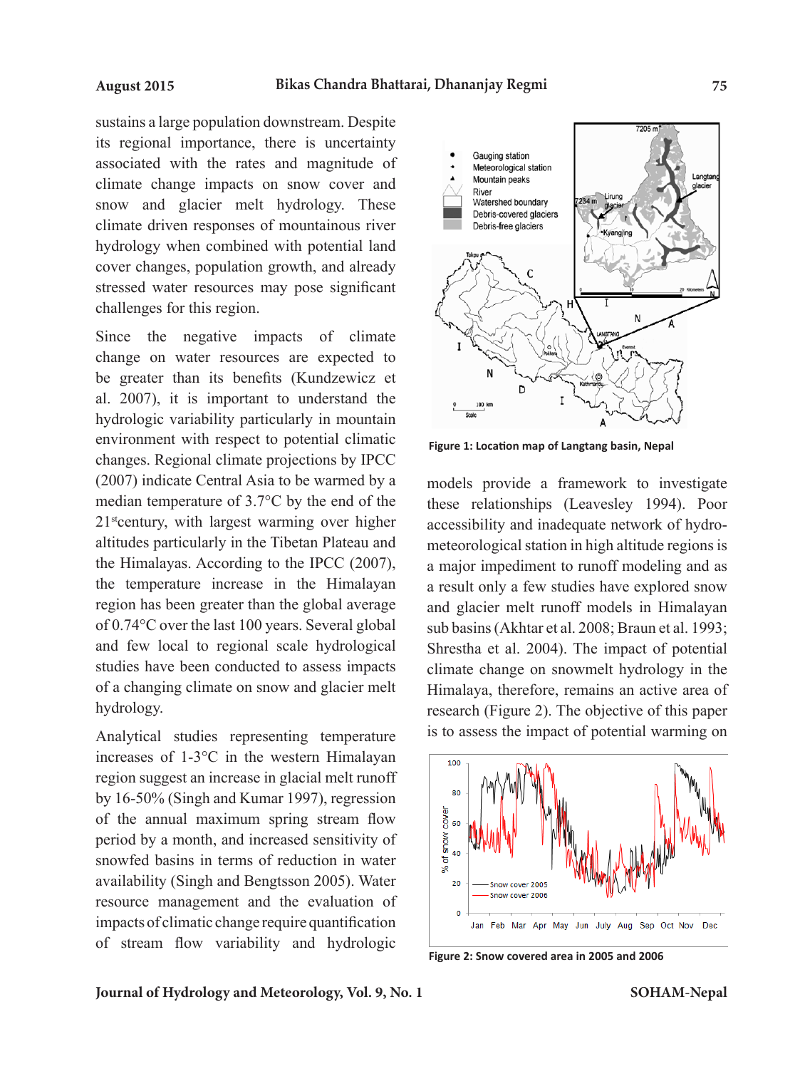sustains a large population downstream. Despite its regional importance, there is uncertainty associated with the rates and magnitude of climate change impacts on snow cover and snow and glacier melt hydrology. These climate driven responses of mountainous river hydrology when combined with potential land cover changes, population growth, and already stressed water resources may pose significant challenges for this region.

Since the negative impacts of climate change on water resources are expected to be greater than its benefits (Kundzewicz et al. 2007), it is important to understand the hydrologic variability particularly in mountain environment with respect to potential climatic changes. Regional climate projections by IPCC (2007) indicate Central Asia to be warmed by a median temperature of 3.7°C by the end of the 21[st]century, with largest warming over higher altitudes particularly in the Tibetan Plateau and the Himalayas. According to the IPCC (2007), the temperature increase in the Himalayan region has been greater than the global average of 0.74°C over the last 100 years. Several global and few local to regional scale hydrological studies have been conducted to assess impacts of a changing climate on snow and glacier melt hydrology.

Analytical studies representing temperature increases of 1-3°C in the western Himalayan region suggest an increase in glacial melt runoff by 16-50% (Singh and Kumar 1997), regression of the annual maximum spring stream flow period by a month, and increased sensitivity of snowfed basins in terms of reduction in water availability (Singh and Bengtsson 2005). Water resource management and the evaluation of impacts of climatic change require quantification of stream flow variability and hydrologic models provide a framework to investigate these relationships (Leavesley 1994). Poor accessibility and inadequate network of hydro-meteorological station in high altitude regions is a major impediment to runoff modeling and as a result only a few studies have explored snow and glacier melt runoff models in Himalayan sub basins (Akhtar et al. 2008; Braun et al. 1993; Shrestha et al. 2004). The impact of potential climate change on snowmelt hydrology in the Himalaya, therefore, remains an active area of research (Figure 2). The objective of this paper is to assess the impact of potential warming on

**Figure 1: Location map of Langtang basin, Nepal**

**Figure 2: Snow covered area in 2005 and 2006**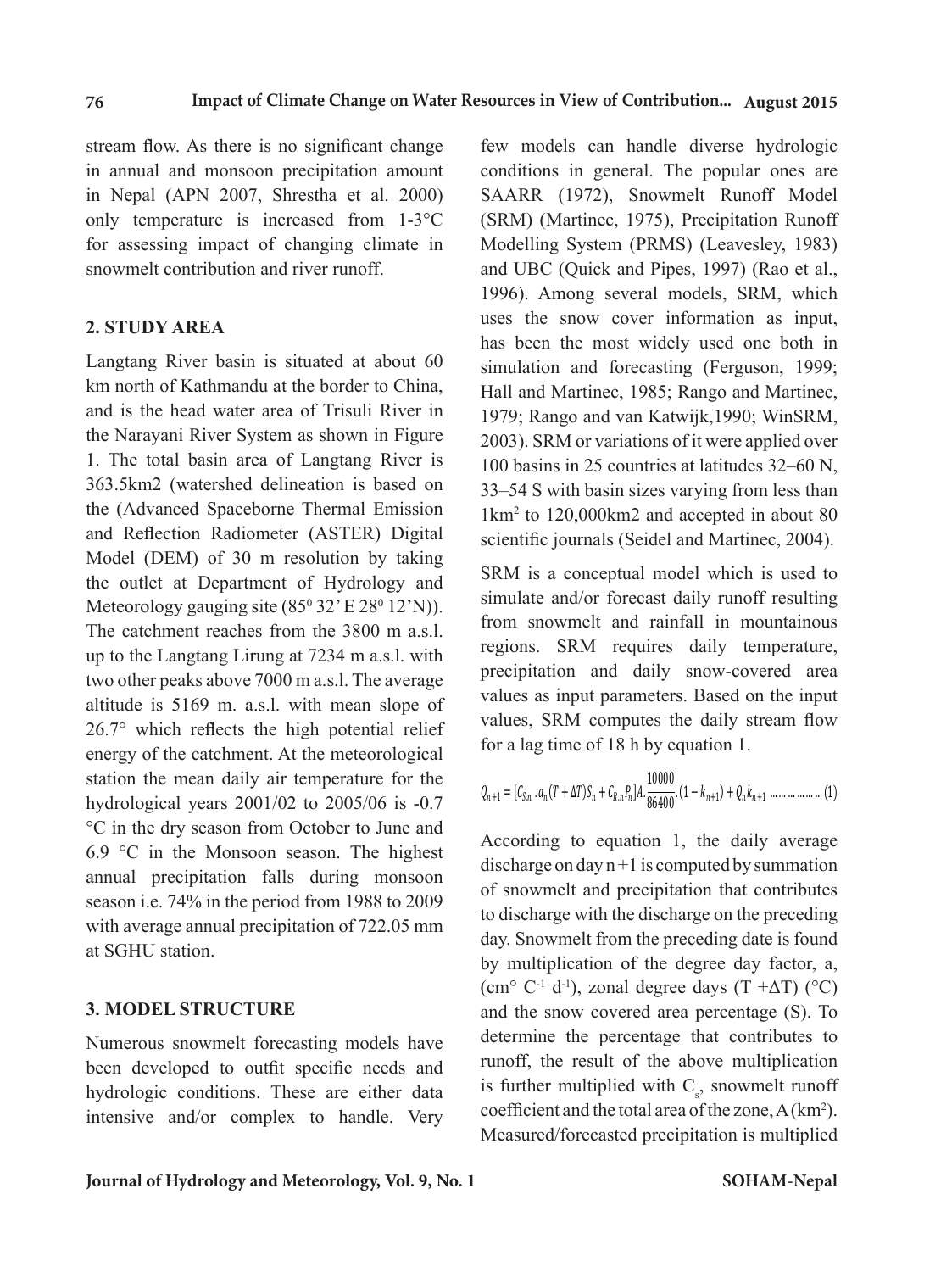stream flow. As there is no significant change in annual and monsoon precipitation amount in Nepal (APN 2007, Shrestha et al. 2000) only temperature is increased from 1-3°C for assessing impact of changing climate in snowmelt contribution and river runoff.

## 2. STUDY AREA

Langtang River basin is situated at about 60 km north of Kathmandu at the border to China, and is the head water area of Trisuli River in the Narayani River System as shown in Figure 1. The total basin area of Langtang River is 363.5km2 (watershed delineation is based on the (Advanced Spaceborne Thermal Emission and Reflection Radiometer (ASTER) Digital Model (DEM) of 30 m resolution by taking the outlet at Department of Hydrology and Meteorology gauging site ($85^0$ 32' E $28^0$ 12'N)). The catchment reaches from the 3800 m a.s.l. up to the Langtang Lirung at 7234 m a.s.l. with two other peaks above 7000 m a.s.l. The average altitude is 5169 m. a.s.l. with mean slope of 26.7° which reflects the high potential relief energy of the catchment. At the meteorological station the mean daily air temperature for the hydrological years 2001/02 to 2005/06 is -0.7 °C in the dry season from October to June and 6.9 °C in the Monsoon season. The highest annual precipitation falls during monsoon season i.e. 74% in the period from 1988 to 2009 with average annual precipitation of 722.05 mm at SGHU station.

## 3. MODEL STRUCTURE

Numerous snowmelt forecasting models have been developed to outfit specific needs and hydrologic conditions. These are either data intensive and/or complex to handle. Very few models can handle diverse hydrologic conditions in general. The popular ones are SAARR (1972), Snowmelt Runoff Model (SRM) (Martinec, 1975), Precipitation Runoff Modelling System (PRMS) (Leavesley, 1983) and UBC (Quick and Pipes, 1997) (Rao et al., 1996). Among several models, SRM, which uses the snow cover information as input, has been the most widely used one both in simulation and forecasting (Ferguson, 1999; Hall and Martinec, 1985; Rango and Martinec, 1979; Rango and van Katwijk,1990; WinSRM, 2003). SRM or variations of it were applied over 100 basins in 25 countries at latitudes 32–60 N, 33–54 S with basin sizes varying from less than 1km$^2$ to 120,000km2 and accepted in about 80 scientific journals (Seidel and Martinec, 2004).

SRM is a conceptual model which is used to simulate and/or forecast daily runoff resulting from snowmelt and rainfall in mountainous regions. SRM requires daily temperature, precipitation and daily snow-covered area values as input parameters. Based on the input values, SRM computes the daily stream flow for a lag time of 18 h by equation 1.

$$Q_{n+1} = [C_{S,n} \cdot a_n (T + \Delta T) S_n + C_{R,n} P_n] A \cdot \frac{10000}{86400} \cdot (1 - k_{n+1}) + Q_n k_{n+1} \quad \text{.....................(1)}$$

According to equation 1, the daily average discharge on day n+1 is computed by summation of snowmelt and precipitation that contributes to discharge with the discharge on the preceding day. Snowmelt from the preceding date is found by multiplication of the degree day factor, a, (cm° C$^{-1}$ d$^{-1}$), zonal degree days (T +ΔT) (°C) and the snow covered area percentage (S). To determine the percentage that contributes to runoff, the result of the above multiplication is further multiplied with $C_s$, snowmelt runoff coefficient and the total area of the zone, A (km$^2$). Measured/forecasted precipitation is multiplied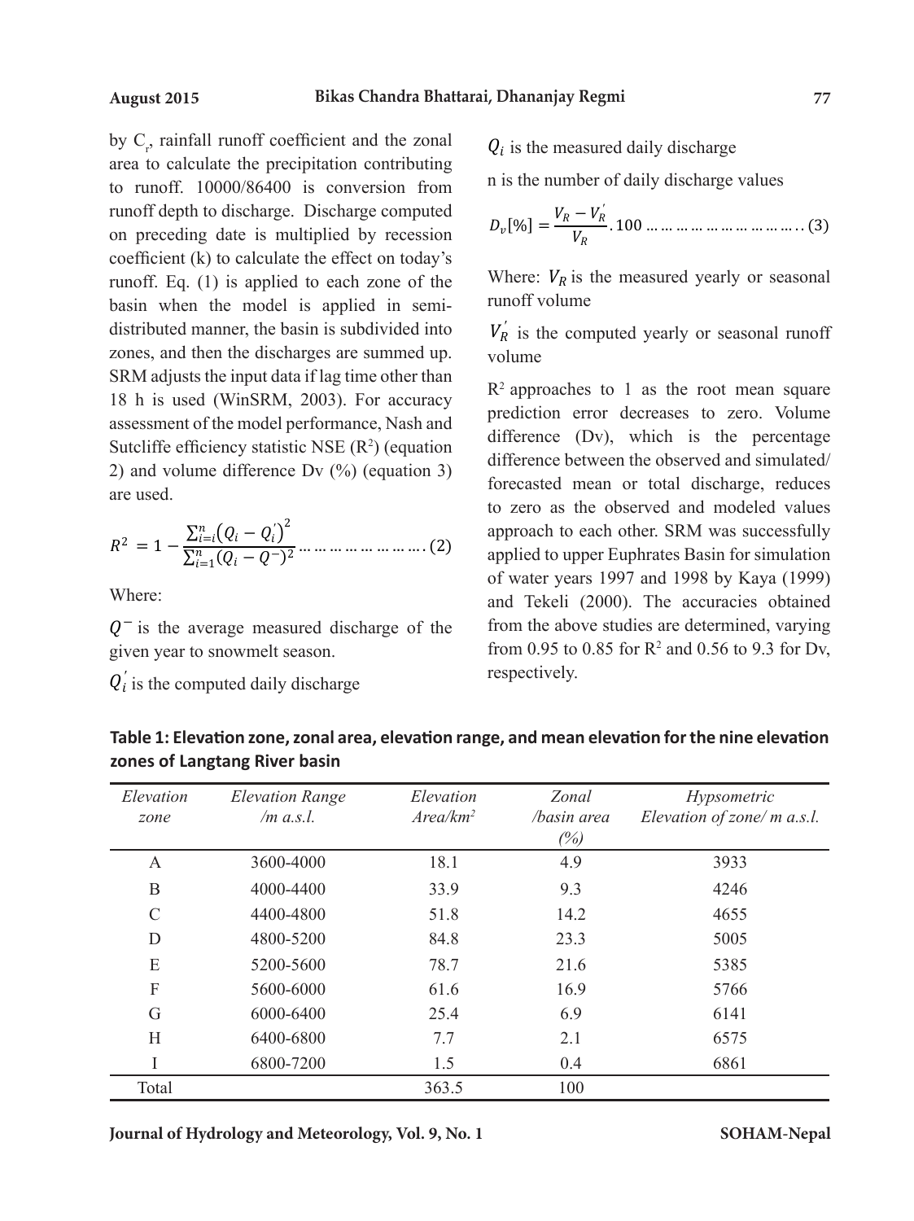by $C_r$, rainfall runoff coefficient and the zonal area to calculate the precipitation contributing to runoff. 10000/86400 is conversion from runoff depth to discharge. Discharge computed on preceding date is multiplied by recession coefficient (k) to calculate the effect on today's runoff. Eq. (1) is applied to each zone of the basin when the model is applied in semi-distributed manner, the basin is subdivided into zones, and then the discharges are summed up. SRM adjusts the input data if lag time other than 18 h is used (WinSRM, 2003). For accuracy assessment of the model performance, Nash and Sutcliffe efficiency statistic NSE ($R^2$) (equation 2) and volume difference Dv (%) (equation 3) are used.

$$R^2 = 1 - \frac{\sum_{i=i}^{n}\left(Q_i - Q_i^{'}\right)^2}{\sum_{i=1}^{n}(Q_i - Q^{-})^2} \ldots\ldots\ldots\ldots\ldots\ldots\ldots\ldots. (2)$$

Where:

$Q^{-}$ is the average measured discharge of the given year to snowmelt season.

$Q_i^{'}$ is the computed daily discharge

$Q_i$ is the measured daily discharge

n is the number of daily discharge values

$$D_v[\%] = \frac{V_R - V_R^{'}}{V_R}.100 \ldots\ldots\ldots\ldots\ldots\ldots\ldots\ldots\ldots\ldots.. (3)$$

Where: $V_R$ is the measured yearly or seasonal runoff volume

$V_R^{'}$ is the computed yearly or seasonal runoff volume

$R^2$ approaches to 1 as the root mean square prediction error decreases to zero. Volume difference (Dv), which is the percentage difference between the observed and simulated/forecasted mean or total discharge, reduces to zero as the observed and modeled values approach to each other. SRM was successfully applied to upper Euphrates Basin for simulation of water years 1997 and 1998 by Kaya (1999) and Tekeli (2000). The accuracies obtained from the above studies are determined, varying from 0.95 to 0.85 for $R^2$ and 0.56 to 9.3 for Dv, respectively.

**Table 1: Elevation zone, zonal area, elevation range, and mean elevation for the nine elevation zones of Langtang River basin**

| *Elevation zone* | *Elevation Range /m a.s.l.* | *Elevation Area/km²* | *Zonal /basin area (%)* | *Hypsometric Elevation of zone/ m a.s.l.* |
|---|---|---|---|---|
| A | 3600-4000 | 18.1 | 4.9 | 3933 |
| B | 4000-4400 | 33.9 | 9.3 | 4246 |
| C | 4400-4800 | 51.8 | 14.2 | 4655 |
| D | 4800-5200 | 84.8 | 23.3 | 5005 |
| E | 5200-5600 | 78.7 | 21.6 | 5385 |
| F | 5600-6000 | 61.6 | 16.9 | 5766 |
| G | 6000-6400 | 25.4 | 6.9 | 6141 |
| H | 6400-6800 | 7.7 | 2.1 | 6575 |
| I | 6800-7200 | 1.5 | 0.4 | 6861 |
| Total | | 363.5 | 100 | |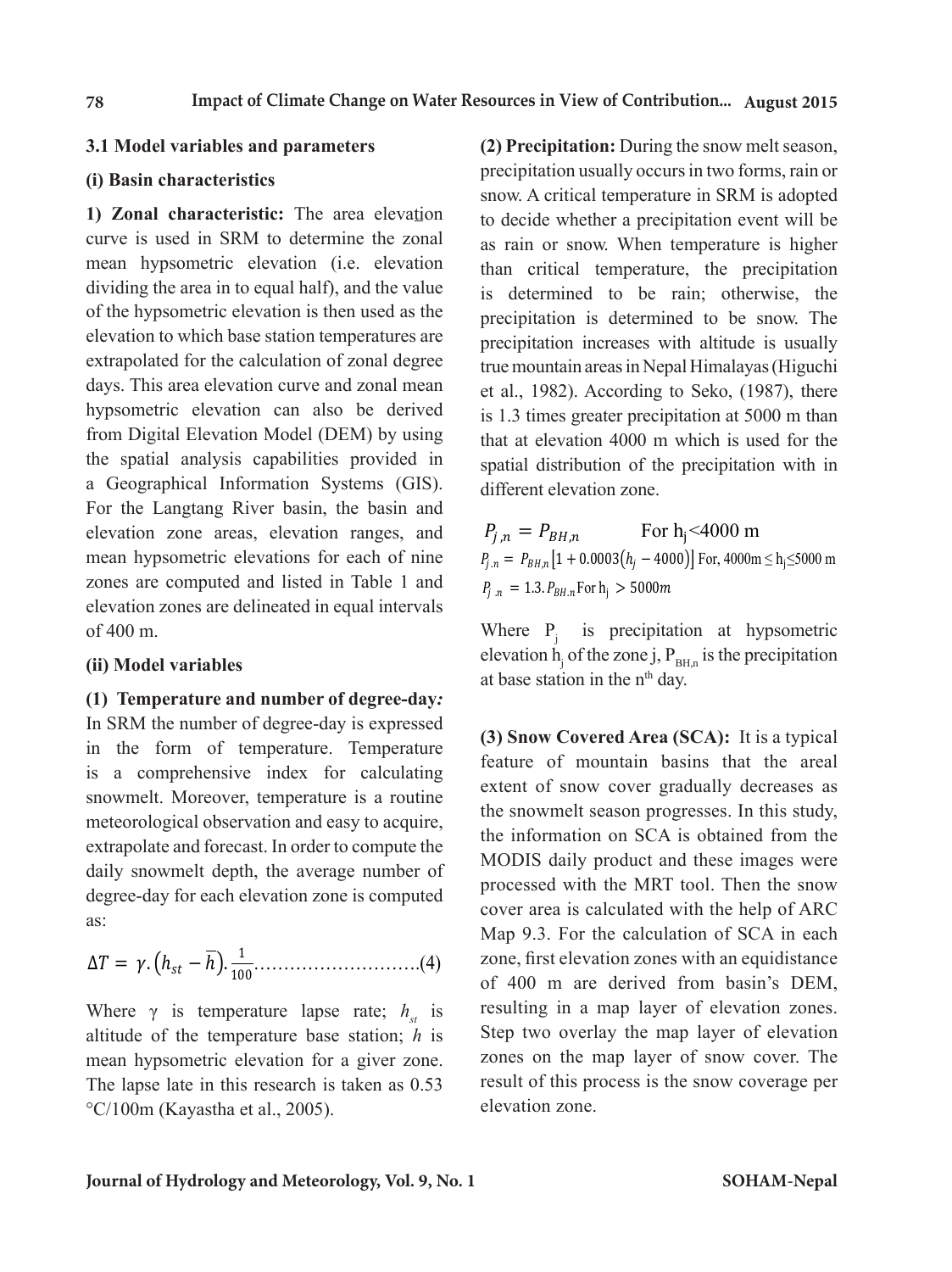### 3.1 Model variables and parameters

#### (i) Basin characteristics

**1) Zonal characteristic:** The area elevation curve is used in SRM to determine the zonal mean hypsometric elevation (i.e. elevation dividing the area in to equal half), and the value of the hypsometric elevation is then used as the elevation to which base station temperatures are extrapolated for the calculation of zonal degree days. This area elevation curve and zonal mean hypsometric elevation can also be derived from Digital Elevation Model (DEM) by using the spatial analysis capabilities provided in a Geographical Information Systems (GIS). For the Langtang River basin, the basin and elevation zone areas, elevation ranges, and mean hypsometric elevations for each of nine zones are computed and listed in Table 1 and elevation zones are delineated in equal intervals of 400 m.

#### (ii) Model variables

**(1) Temperature and number of degree-day*:*** In SRM the number of degree-day is expressed in the form of temperature. Temperature is a comprehensive index for calculating snowmelt. Moreover, temperature is a routine meteorological observation and easy to acquire, extrapolate and forecast. In order to compute the daily snowmelt depth, the average number of degree-day for each elevation zone is computed as:

$$\Delta T = \gamma.\left(h_{st} - \bar{h}\right).\frac{1}{100} \quad \text{...(4)}$$

Where $\gamma$ is temperature lapse rate; $h_{st}$ is altitude of the temperature base station; $h$ is mean hypsometric elevation for a giver zone. The lapse late in this research is taken as 0.53 °C/100m (Kayastha et al., 2005).

**(2) Precipitation:** During the snow melt season, precipitation usually occurs in two forms, rain or snow. A critical temperature in SRM is adopted to decide whether a precipitation event will be as rain or snow. When temperature is higher than critical temperature, the precipitation is determined to be rain; otherwise, the precipitation is determined to be snow. The precipitation increases with altitude is usually true mountain areas in Nepal Himalayas (Higuchi et al., 1982). According to Seko, (1987), there is 1.3 times greater precipitation at 5000 m than that at elevation 4000 m which is used for the spatial distribution of the precipitation with in different elevation zone.

$$P_{j,n} = P_{BH,n} \qquad \text{For } h_j < 4000 \text{ m}$$

$$P_{j,n} = P_{BH,n}\left[1 + 0.0003\left(h_j - 4000\right)\right] \text{ For, } 4000\text{m} \le h_j \le 5000 \text{ m}$$

$$P_{j,n} = 1.3.P_{BH,n} \text{ For } h_j > 5000m$$

Where $P_j$ is precipitation at hypsometric elevation $h_j$ of the zone j, $P_{BH,n}$ is the precipitation at base station in the n[th] day.

**(3) Snow Covered Area (SCA):** It is a typical feature of mountain basins that the areal extent of snow cover gradually decreases as the snowmelt season progresses. In this study, the information on SCA is obtained from the MODIS daily product and these images were processed with the MRT tool. Then the snow cover area is calculated with the help of ARC Map 9.3. For the calculation of SCA in each zone, first elevation zones with an equidistance of 400 m are derived from basin's DEM, resulting in a map layer of elevation zones. Step two overlay the map layer of elevation zones on the map layer of snow cover. The result of this process is the snow coverage per elevation zone.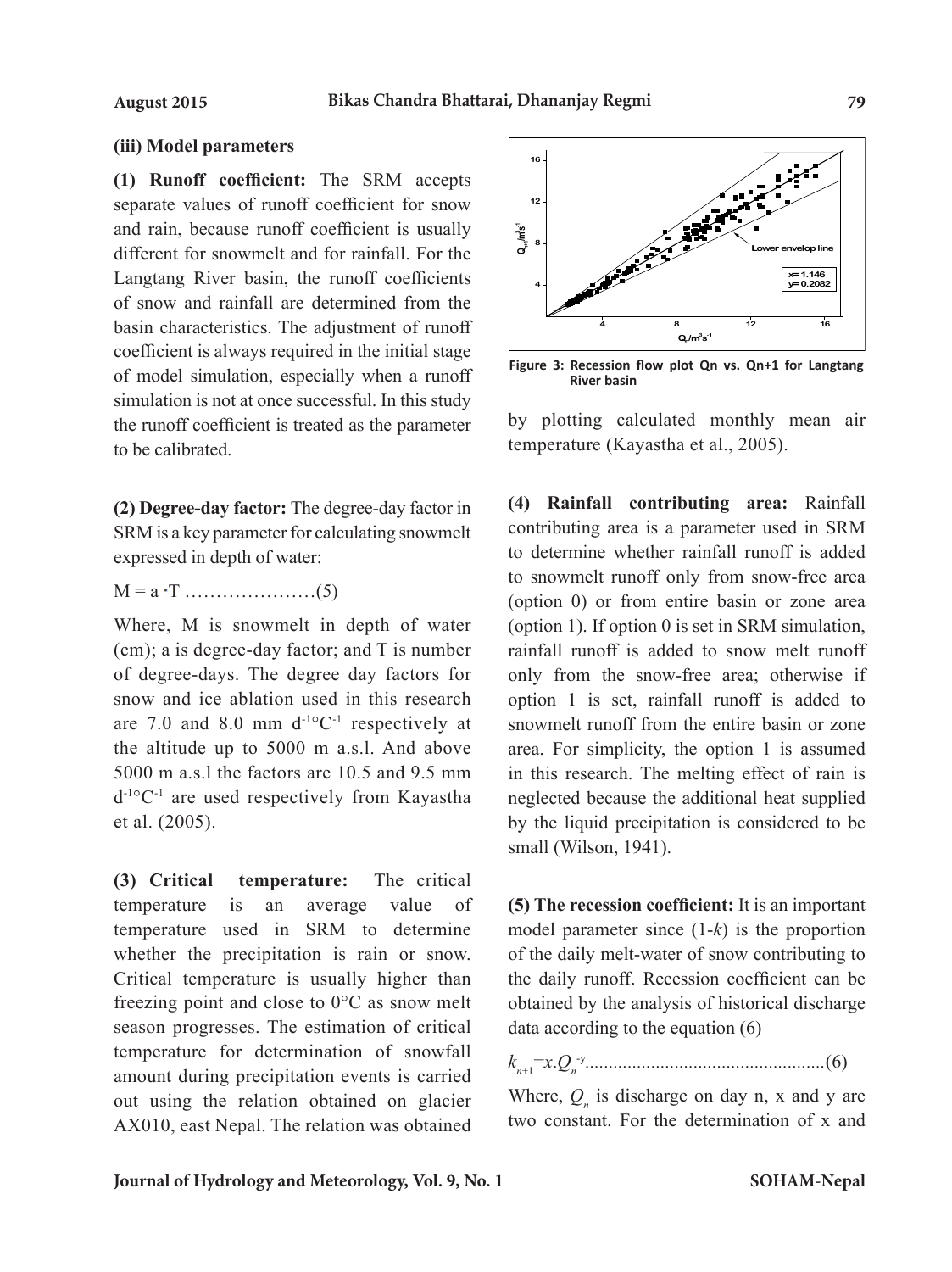### (iii) Model parameters

**(1) Runoff coefficient:** The SRM accepts separate values of runoff coefficient for snow and rain, because runoff coefficient is usually different for snowmelt and for rainfall. For the Langtang River basin, the runoff coefficients of snow and rainfall are determined from the basin characteristics. The adjustment of runoff coefficient is always required in the initial stage of model simulation, especially when a runoff simulation is not at once successful. In this study the runoff coefficient is treated as the parameter to be calibrated.

**(2) Degree-day factor:** The degree-day factor in SRM is a key parameter for calculating snowmelt expressed in depth of water:

$$M = a \cdot T \quad\text{.....................(5)}$$

Where, M is snowmelt in depth of water (cm); a is degree-day factor; and T is number of degree-days. The degree day factors for snow and ice ablation used in this research are 7.0 and 8.0 mm $d^{-1}{}^{\circ}C^{-1}$ respectively at the altitude up to 5000 m a.s.l. And above 5000 m a.s.l the factors are 10.5 and 9.5 mm $d^{-1}{}^{\circ}C^{-1}$ are used respectively from Kayastha et al. (2005).

**(3) Critical temperature:** The critical temperature is an average value of temperature used in SRM to determine whether the precipitation is rain or snow. Critical temperature is usually higher than freezing point and close to 0°C as snow melt season progresses. The estimation of critical temperature for determination of snowfall amount during precipitation events is carried out using the relation obtained on glacier AX010, east Nepal. The relation was obtained by plotting calculated monthly mean air temperature (Kayastha et al., 2005).

Figure 3: Recession flow plot Qn vs. Qn+1 for Langtang River basin

**(4) Rainfall contributing area:** Rainfall contributing area is a parameter used in SRM to determine whether rainfall runoff is added to snowmelt runoff only from snow-free area (option 0) or from entire basin or zone area (option 1). If option 0 is set in SRM simulation, rainfall runoff is added to snow melt runoff only from the snow-free area; otherwise if option 1 is set, rainfall runoff is added to snowmelt runoff from the entire basin or zone area. For simplicity, the option 1 is assumed in this research. The melting effect of rain is neglected because the additional heat supplied by the liquid precipitation is considered to be small (Wilson, 1941).

**(5) The recession coefficient:** It is an important model parameter since (1-*k*) is the proportion of the daily melt-water of snow contributing to the daily runoff. Recession coefficient can be obtained by the analysis of historical discharge data according to the equation (6)

$$k_{n+1} = x.Q_n^{-y} \quad\text{....................................................(6)}$$

Where, $Q_n$ is discharge on day n, x and y are two constant. For the determination of x and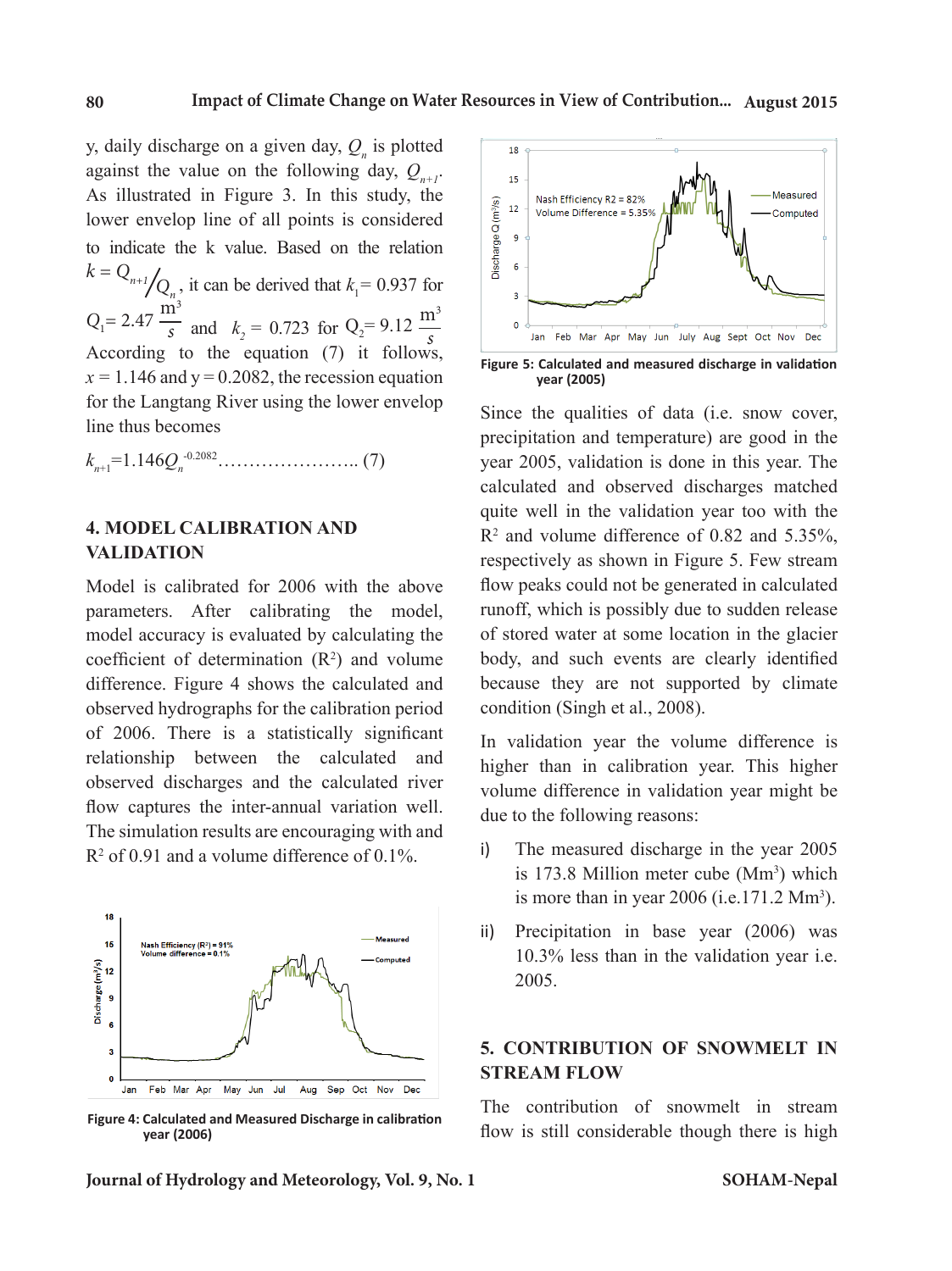y, daily discharge on a given day, $Q_n$ is plotted against the value on the following day, $Q_{n+1}$. As illustrated in Figure 3. In this study, the lower envelop line of all points is considered to indicate the k value. Based on the relation $k = Q_{n+1}/Q_n$, it can be derived that $k_1 = 0.937$ for $Q_1 = 2.47\ \frac{m^3}{s}$ and $k_2 = 0.723$ for $Q_2 = 9.12\ \frac{m^3}{s}$ According to the equation (7) it follows, $x = 1.146$ and $y = 0.2082$, the recession equation for the Langtang River using the lower envelop line thus becomes

$$k_{n+1} = 1.146 Q_n^{-0.2082} \quad \ldots\ldots\ldots\ldots\ldots\ldots\ldots\ldots \text{(7)}$$

## 4. MODEL CALIBRATION AND VALIDATION

Model is calibrated for 2006 with the above parameters. After calibrating the model, model accuracy is evaluated by calculating the coefficient of determination ($R^2$) and volume difference. Figure 4 shows the calculated and observed hydrographs for the calibration period of 2006. There is a statistically significant relationship between the calculated and observed discharges and the calculated river flow captures the inter-annual variation well. The simulation results are encouraging with and $R^2$ of 0.91 and a volume difference of 0.1%.

**Figure 4: Calculated and Measured Discharge in calibration year (2006)**

**Figure 5: Calculated and measured discharge in validation year (2005)**

Since the qualities of data (i.e. snow cover, precipitation and temperature) are good in the year 2005, validation is done in this year. The calculated and observed discharges matched quite well in the validation year too with the $R^2$ and volume difference of 0.82 and 5.35%, respectively as shown in Figure 5. Few stream flow peaks could not be generated in calculated runoff, which is possibly due to sudden release of stored water at some location in the glacier body, and such events are clearly identified because they are not supported by climate condition (Singh et al., 2008).

In validation year the volume difference is higher than in calibration year. This higher volume difference in validation year might be due to the following reasons:

i) The measured discharge in the year 2005 is 173.8 Million meter cube ($Mm^3$) which is more than in year 2006 (i.e.171.2 $Mm^3$).

ii) Precipitation in base year (2006) was 10.3% less than in the validation year i.e. 2005.

## 5. CONTRIBUTION OF SNOWMELT IN STREAM FLOW

The contribution of snowmelt in stream flow is still considerable though there is high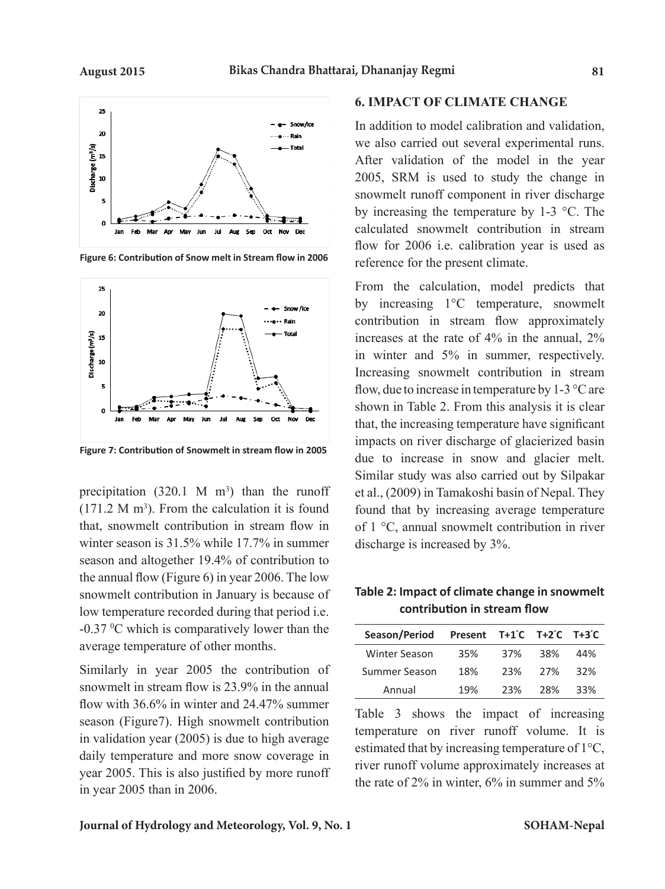Figure 6: Contribution of Snow melt in Stream flow in 2006

Figure 7: Contribution of Snowmelt in stream flow in 2005

precipitation (320.1 M $m^3$) than the runoff (171.2 M $m^3$). From the calculation it is found that, snowmelt contribution in stream flow in winter season is 31.5% while 17.7% in summer season and altogether 19.4% of contribution to the annual flow (Figure 6) in year 2006. The low snowmelt contribution in January is because of low temperature recorded during that period i.e. -0.37 $^0$C which is comparatively lower than the average temperature of other months.

Similarly in year 2005 the contribution of snowmelt in stream flow is 23.9% in the annual flow with 36.6% in winter and 24.47% summer season (Figure7). High snowmelt contribution in validation year (2005) is due to high average daily temperature and more snow coverage in year 2005. This is also justified by more runoff in year 2005 than in 2006.

## 6. IMPACT OF CLIMATE CHANGE

In addition to model calibration and validation, we also carried out several experimental runs. After validation of the model in the year 2005, SRM is used to study the change in snowmelt runoff component in river discharge by increasing the temperature by 1-3 °C. The calculated snowmelt contribution in stream flow for 2006 i.e. calibration year is used as reference for the present climate.

From the calculation, model predicts that by increasing 1°C temperature, snowmelt contribution in stream flow approximately increases at the rate of 4% in the annual, 2% in winter and 5% in summer, respectively. Increasing snowmelt contribution in stream flow, due to increase in temperature by 1-3 °C are shown in Table 2. From this analysis it is clear that, the increasing temperature have significant impacts on river discharge of glacierized basin due to increase in snow and glacier melt. Similar study was also carried out by Silpakar et al., (2009) in Tamakoshi basin of Nepal. They found that by increasing average temperature of 1 °C, annual snowmelt contribution in river discharge is increased by 3%.

**Table 2: Impact of climate change in snowmelt contribution in stream flow**

| Season/Period | Present | T+1°C | T+2°C | T+3°C |
|---|---|---|---|---|
| Winter Season | 35% | 37% | 38% | 44% |
| Summer Season | 18% | 23% | 27% | 32% |
| Annual | 19% | 23% | 28% | 33% |

Table 3 shows the impact of increasing temperature on river runoff volume. It is estimated that by increasing temperature of 1°C, river runoff volume approximately increases at the rate of 2% in winter, 6% in summer and 5%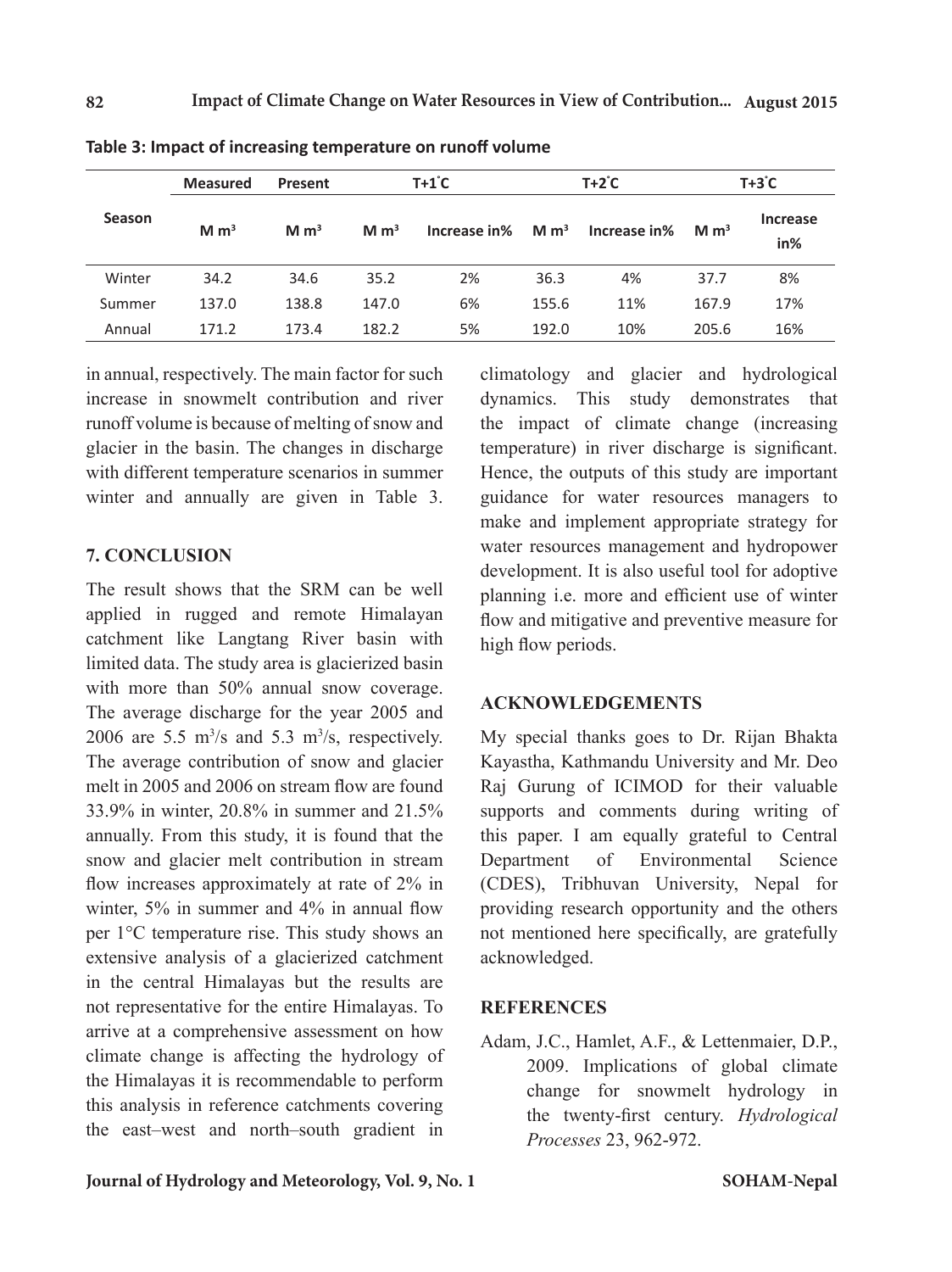**Table 3: Impact of increasing temperature on runoff volume**

| Season | Measured | Present | T+1°C | | T+2°C | | T+3°C | |
|---|---|---|---|---|---|---|---|---|
| | M $m^3$ | M $m^3$ | M $m^3$ | Increase in% | M $m^3$ | Increase in% | M $m^3$ | Increase in% |
| Winter | 34.2 | 34.6 | 35.2 | 2% | 36.3 | 4% | 37.7 | 8% |
| Summer | 137.0 | 138.8 | 147.0 | 6% | 155.6 | 11% | 167.9 | 17% |
| Annual | 171.2 | 173.4 | 182.2 | 5% | 192.0 | 10% | 205.6 | 16% |

in annual, respectively. The main factor for such increase in snowmelt contribution and river runoff volume is because of melting of snow and glacier in the basin. The changes in discharge with different temperature scenarios in summer winter and annually are given in Table 3.

## 7. CONCLUSION

The result shows that the SRM can be well applied in rugged and remote Himalayan catchment like Langtang River basin with limited data. The study area is glacierized basin with more than 50% annual snow coverage. The average discharge for the year 2005 and 2006 are 5.5 $m^3/s$ and 5.3 $m^3/s$, respectively. The average contribution of snow and glacier melt in 2005 and 2006 on stream flow are found 33.9% in winter, 20.8% in summer and 21.5% annually. From this study, it is found that the snow and glacier melt contribution in stream flow increases approximately at rate of 2% in winter, 5% in summer and 4% in annual flow per 1°C temperature rise. This study shows an extensive analysis of a glacierized catchment in the central Himalayas but the results are not representative for the entire Himalayas. To arrive at a comprehensive assessment on how climate change is affecting the hydrology of the Himalayas it is recommendable to perform this analysis in reference catchments covering the east–west and north–south gradient in climatology and glacier and hydrological dynamics. This study demonstrates that the impact of climate change (increasing temperature) in river discharge is significant. Hence, the outputs of this study are important guidance for water resources managers to make and implement appropriate strategy for water resources management and hydropower development. It is also useful tool for adoptive planning i.e. more and efficient use of winter flow and mitigative and preventive measure for high flow periods.

## ACKNOWLEDGEMENTS

My special thanks goes to Dr. Rijan Bhakta Kayastha, Kathmandu University and Mr. Deo Raj Gurung of ICIMOD for their valuable supports and comments during writing of this paper. I am equally grateful to Central Department of Environmental Science (CDES), Tribhuvan University, Nepal for providing research opportunity and the others not mentioned here specifically, are gratefully acknowledged.

## REFERENCES

Adam, J.C., Hamlet, A.F., & Lettenmaier, D.P., 2009. Implications of global climate change for snowmelt hydrology in the twenty-first century. *Hydrological Processes* 23, 962-972.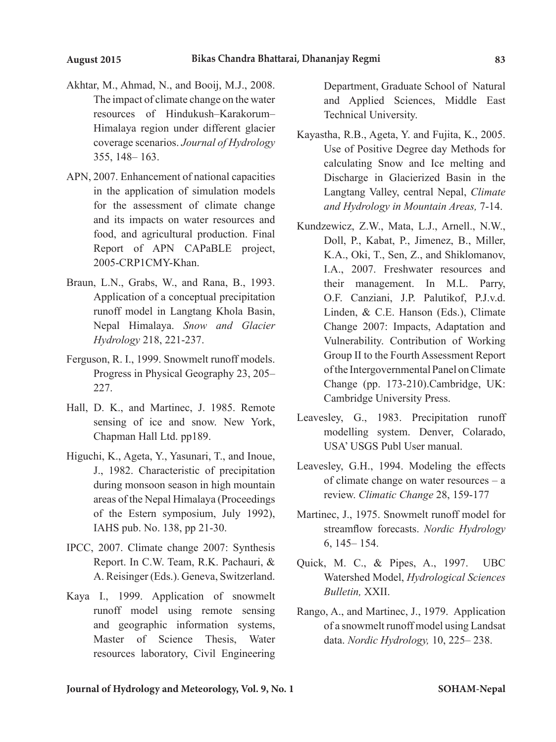Akhtar, M., Ahmad, N., and Booij, M.J., 2008. The impact of climate change on the water resources of Hindukush–Karakorum–Himalaya region under different glacier coverage scenarios. *Journal of Hydrology* 355, 148– 163.

APN, 2007. Enhancement of national capacities in the application of simulation models for the assessment of climate change and its impacts on water resources and food, and agricultural production. Final Report of APN CAPaBLE project, 2005-CRP1CMY-Khan.

Braun, L.N., Grabs, W., and Rana, B., 1993. Application of a conceptual precipitation runoff model in Langtang Khola Basin, Nepal Himalaya. *Snow and Glacier Hydrology* 218, 221-237.

Ferguson, R. I., 1999. Snowmelt runoff models. Progress in Physical Geography 23, 205–227.

Hall, D. K., and Martinec, J. 1985. Remote sensing of ice and snow. New York, Chapman Hall Ltd. pp189.

Higuchi, K., Ageta, Y., Yasunari, T., and Inoue, J., 1982. Characteristic of precipitation during monsoon season in high mountain areas of the Nepal Himalaya (Proceedings of the Estern symposium, July 1992), IAHS pub. No. 138, pp 21-30.

IPCC, 2007. Climate change 2007: Synthesis Report. In C.W. Team, R.K. Pachauri, & A. Reisinger (Eds.). Geneva, Switzerland.

Kaya I., 1999. Application of snowmelt runoff model using remote sensing and geographic information systems, Master of Science Thesis, Water resources laboratory, Civil Engineering Department, Graduate School of Natural and Applied Sciences, Middle East Technical University.

Kayastha, R.B., Ageta, Y. and Fujita, K., 2005. Use of Positive Degree day Methods for calculating Snow and Ice melting and Discharge in Glacierized Basin in the Langtang Valley, central Nepal, *Climate and Hydrology in Mountain Areas,* 7-14.

Kundzewicz, Z.W., Mata, L.J., Arnell., N.W., Doll, P., Kabat, P., Jimenez, B., Miller, K.A., Oki, T., Sen, Z., and Shiklomanov, I.A., 2007. Freshwater resources and their management. In M.L. Parry, O.F. Canziani, J.P. Palutikof, P.J.v.d. Linden, & C.E. Hanson (Eds.), Climate Change 2007: Impacts, Adaptation and Vulnerability. Contribution of Working Group II to the Fourth Assessment Report of the Intergovernmental Panel on Climate Change (pp. 173-210).Cambridge, UK: Cambridge University Press.

Leavesley, G., 1983. Precipitation runoff modelling system. Denver, Colorado, USA' USGS Publ User manual.

Leavesley, G.H., 1994. Modeling the effects of climate change on water resources – a review. *Climatic Change* 28, 159-177

Martinec, J., 1975. Snowmelt runoff model for streamflow forecasts. *Nordic Hydrology* 6, 145– 154.

Quick, M. C., & Pipes, A., 1997. UBC Watershed Model, *Hydrological Sciences Bulletin,* XXII.

Rango, A., and Martinec, J., 1979. Application of a snowmelt runoff model using Landsat data. *Nordic Hydrology,* 10, 225– 238.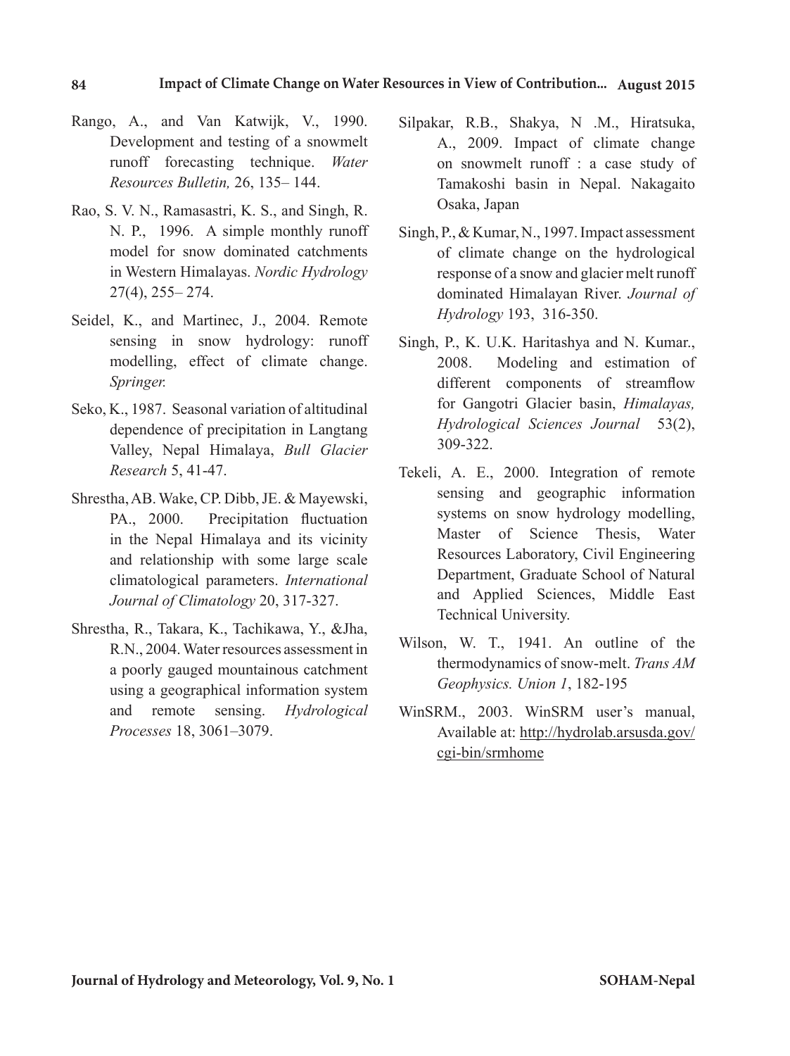Rango, A., and Van Katwijk, V., 1990. Development and testing of a snowmelt runoff forecasting technique. *Water Resources Bulletin,* 26, 135– 144.

Rao, S. V. N., Ramasastri, K. S., and Singh, R. N. P., 1996. A simple monthly runoff model for snow dominated catchments in Western Himalayas. *Nordic Hydrology* 27(4), 255– 274.

Seidel, K., and Martinec, J., 2004. Remote sensing in snow hydrology: runoff modelling, effect of climate change. *Springer.*

Seko, K., 1987. Seasonal variation of altitudinal dependence of precipitation in Langtang Valley, Nepal Himalaya, *Bull Glacier Research* 5, 41-47.

Shrestha, AB. Wake, CP. Dibb, JE. & Mayewski, PA., 2000. Precipitation fluctuation in the Nepal Himalaya and its vicinity and relationship with some large scale climatological parameters. *International Journal of Climatology* 20, 317-327.

Shrestha, R., Takara, K., Tachikawa, Y., &Jha, R.N., 2004. Water resources assessment in a poorly gauged mountainous catchment using a geographical information system and remote sensing. *Hydrological Processes* 18, 3061–3079.

Silpakar, R.B., Shakya, N .M., Hiratsuka, A., 2009. Impact of climate change on snowmelt runoff : a case study of Tamakoshi basin in Nepal. Nakagaito Osaka, Japan

Singh, P., & Kumar, N., 1997. Impact assessment of climate change on the hydrological response of a snow and glacier melt runoff dominated Himalayan River. *Journal of Hydrology* 193, 316-350.

Singh, P., K. U.K. Haritashya and N. Kumar., 2008. Modeling and estimation of different components of streamflow for Gangotri Glacier basin, *Himalayas, Hydrological Sciences Journal* 53(2), 309-322.

Tekeli, A. E., 2000. Integration of remote sensing and geographic information systems on snow hydrology modelling, Master of Science Thesis, Water Resources Laboratory, Civil Engineering Department, Graduate School of Natural and Applied Sciences, Middle East Technical University.

Wilson, W. T., 1941. An outline of the thermodynamics of snow-melt. *Trans AM Geophysics. Union 1*, 182-195

WinSRM., 2003. WinSRM user's manual, Available at: http://hydrolab.arsusda.gov/cgi-bin/srmhome